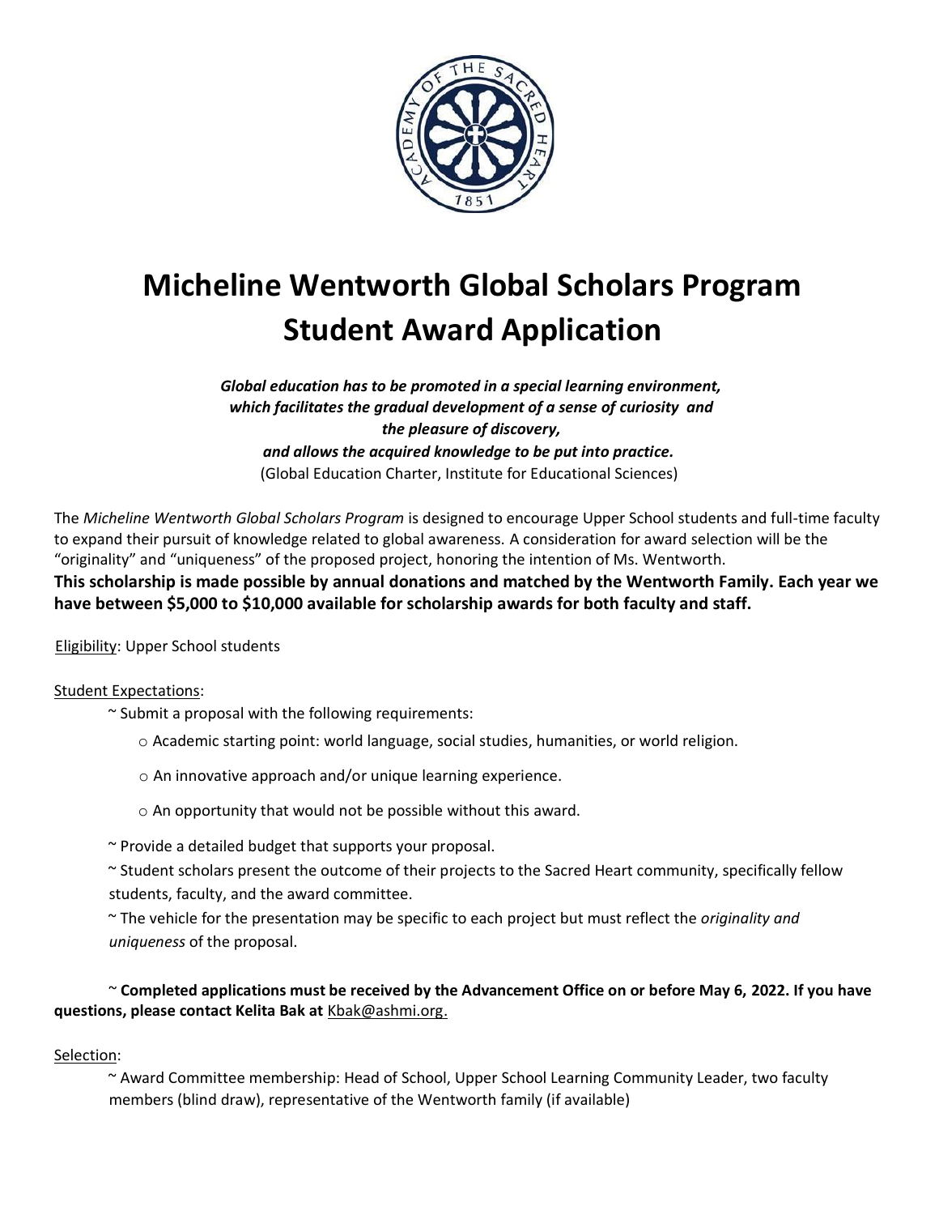# Micheline Wentworth Global Scholars Program
# Student Award Application

***Global education has to be promoted in a special learning environment, which facilitates the gradual development of a sense of curiosity and the pleasure of discovery, and allows the acquired knowledge to be put into practice.***
(Global Education Charter, Institute for Educational Sciences)

The *Micheline Wentworth Global Scholars Program* is designed to encourage Upper School students and full-time faculty to expand their pursuit of knowledge related to global awareness. A consideration for award selection will be the "originality" and "uniqueness" of the proposed project, honoring the intention of Ms. Wentworth.

**This scholarship is made possible by annual donations and matched by the Wentworth Family. Each year we have between $5,000 to $10,000 available for scholarship awards for both faculty and staff.**

Eligibility: Upper School students

Student Expectations:

~ Submit a proposal with the following requirements:

- Academic starting point: world language, social studies, humanities, or world religion.
- An innovative approach and/or unique learning experience.
- An opportunity that would not be possible without this award.

~ Provide a detailed budget that supports your proposal.

~ Student scholars present the outcome of their projects to the Sacred Heart community, specifically fellow students, faculty, and the award committee.

~ The vehicle for the presentation may be specific to each project but must reflect the *originality and uniqueness* of the proposal.

~ **Completed applications must be received by the Advancement Office on or before May 6, 2022. If you have questions, please contact Kelita Bak at** Kbak@ashmi.org.

Selection:

~ Award Committee membership: Head of School, Upper School Learning Community Leader, two faculty members (blind draw), representative of the Wentworth family (if available)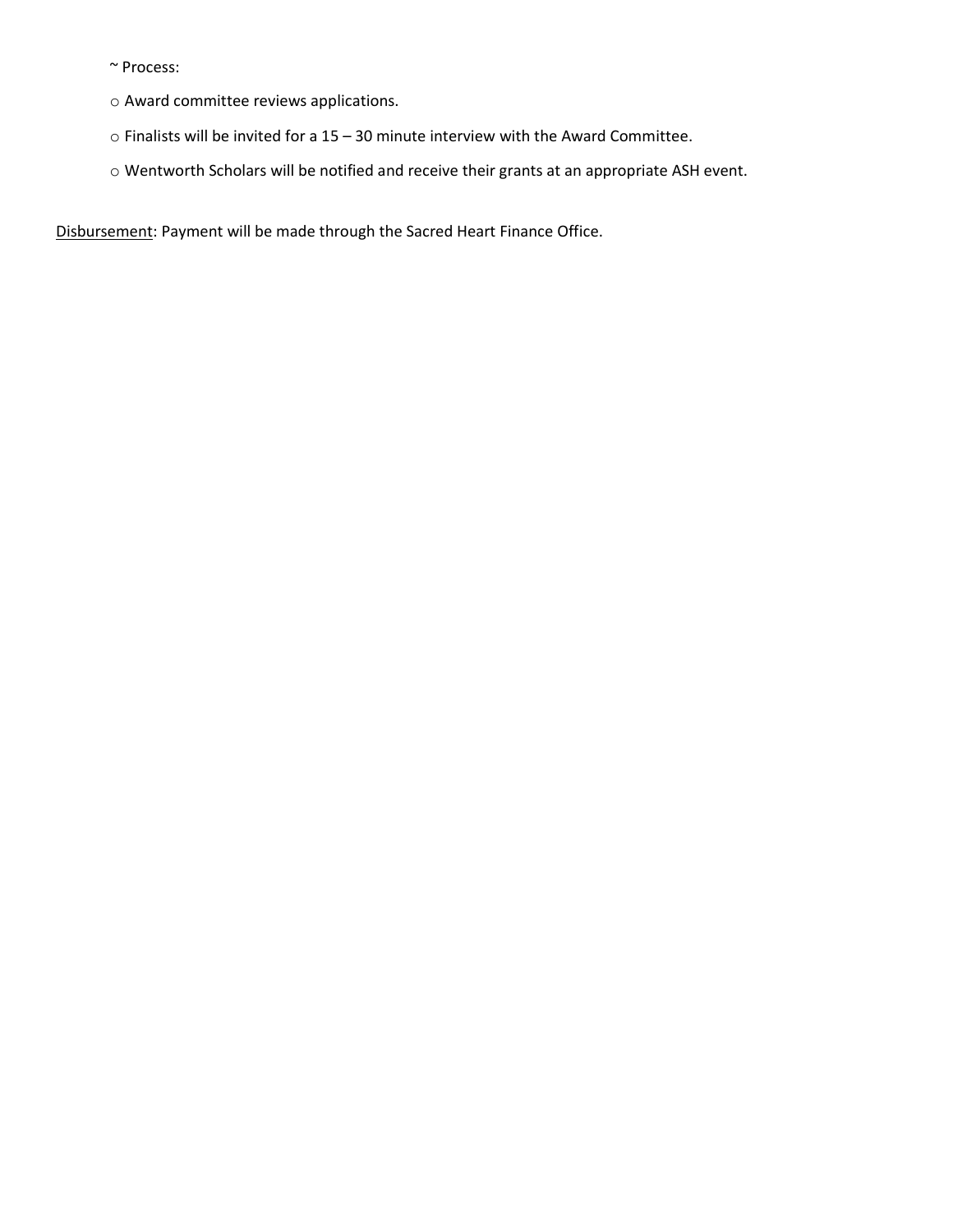~ Process:

- Award committee reviews applications.
- Finalists will be invited for a 15 – 30 minute interview with the Award Committee.
- Wentworth Scholars will be notified and receive their grants at an appropriate ASH event.

<u>Disbursement</u>: Payment will be made through the Sacred Heart Finance Office.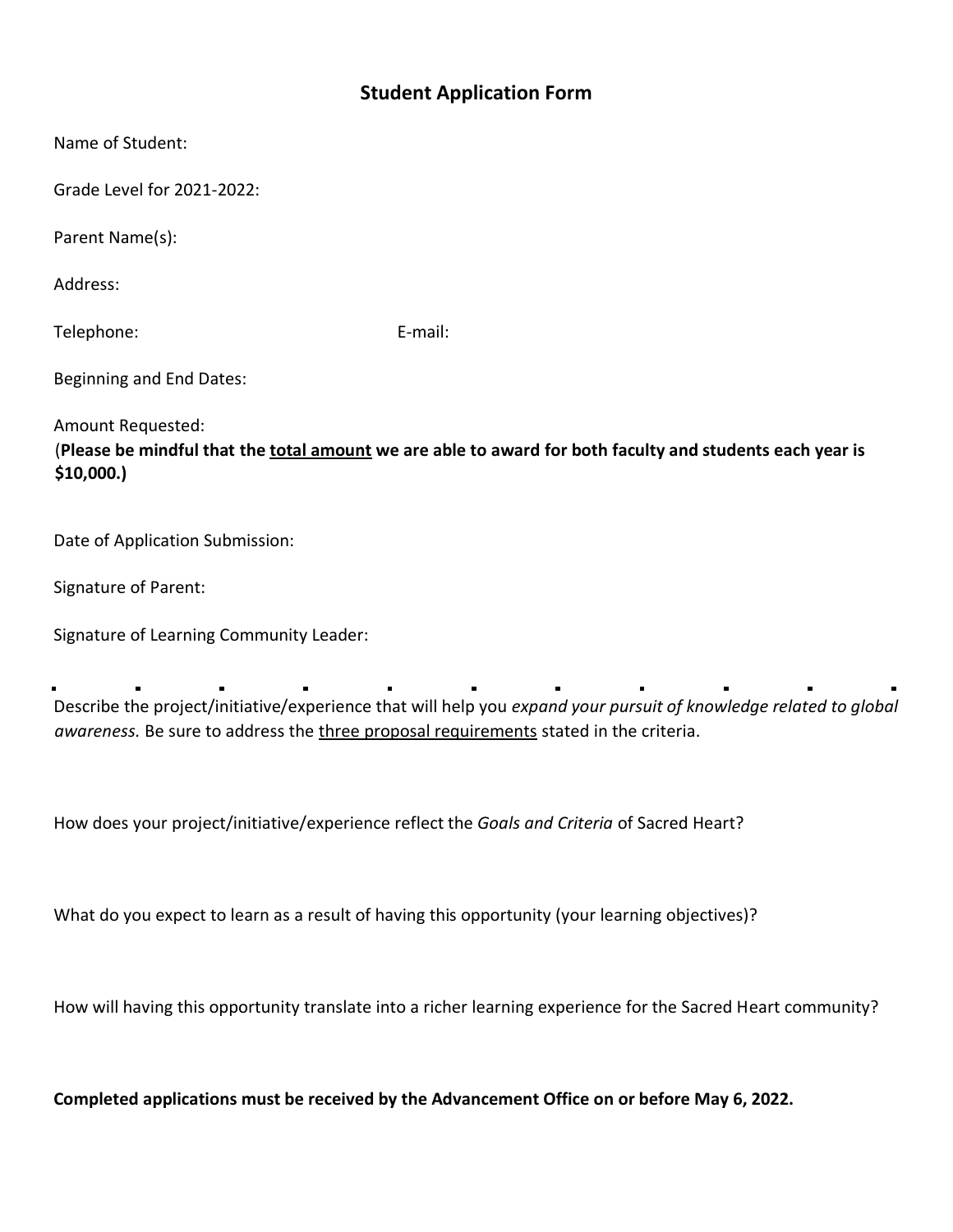## Student Application Form

Name of Student:

Grade Level for 2021-2022:

Parent Name(s):

Address:

Telephone: E-mail:

Beginning and End Dates:

Amount Requested:
(**Please be mindful that the <u>total amount</u> we are able to award for both faculty and students each year is $10,000.)**

Date of Application Submission:

Signature of Parent:

Signature of Learning Community Leader:

---

Describe the project/initiative/experience that will help you *expand your pursuit of knowledge related to global awareness.* Be sure to address the <u>three proposal requirements</u> stated in the criteria.

How does your project/initiative/experience reflect the *Goals and Criteria* of Sacred Heart?

What do you expect to learn as a result of having this opportunity (your learning objectives)?

How will having this opportunity translate into a richer learning experience for the Sacred Heart community?

**Completed applications must be received by the Advancement Office on or before May 6, 2022.**